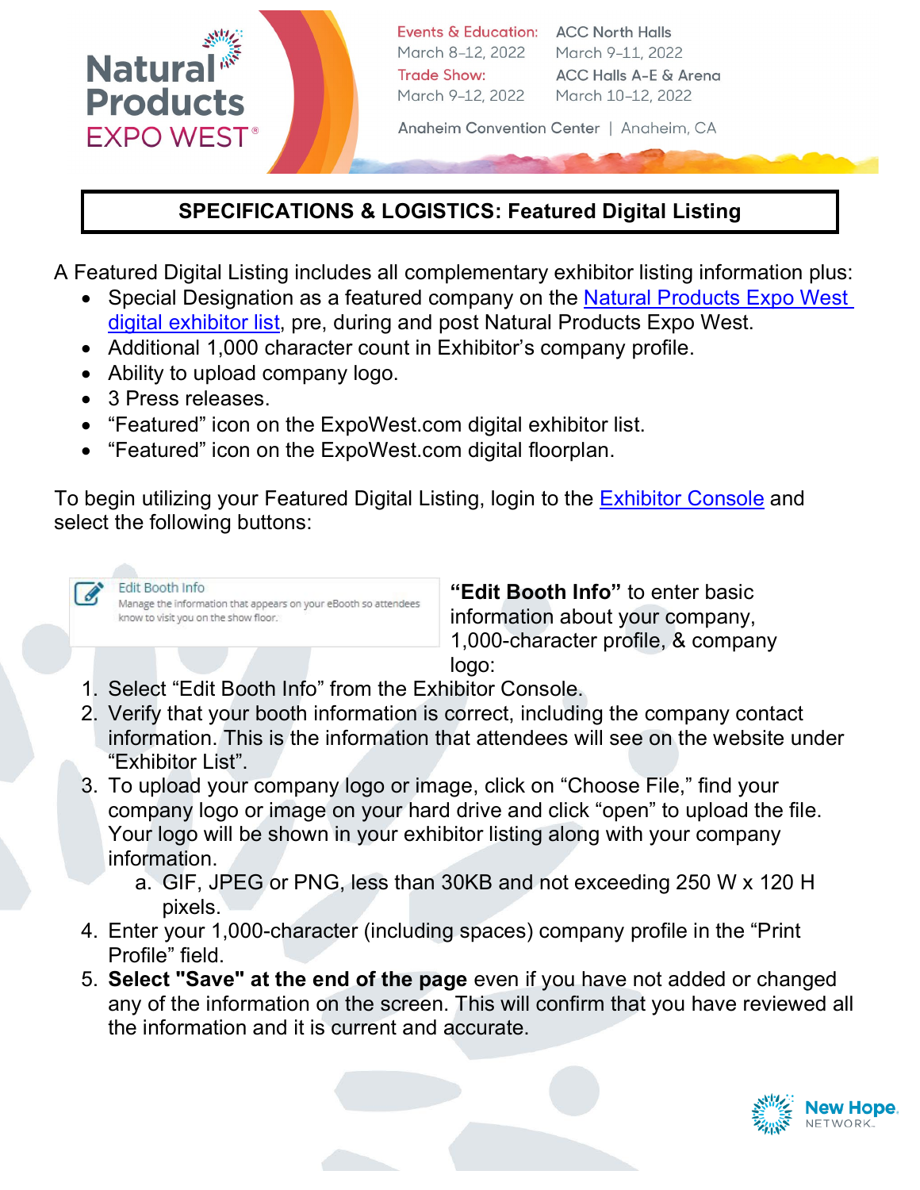Natural Products EXPO WEST®

Events & Education: March 8–12, 2022 — ACC North Halls March 9–11, 2022

Trade Show: March 9–12, 2022 — ACC Halls A-E & Arena March 10–12, 2022

Anaheim Convention Center | Anaheim, CA

## SPECIFICATIONS & LOGISTICS: Featured Digital Listing

A Featured Digital Listing includes all complementary exhibitor listing information plus:

- Special Designation as a featured company on the Natural Products Expo West digital exhibitor list, pre, during and post Natural Products Expo West.
- Additional 1,000 character count in Exhibitor's company profile.
- Ability to upload company logo.
- 3 Press releases.
- "Featured" icon on the ExpoWest.com digital exhibitor list.
- "Featured" icon on the ExpoWest.com digital floorplan.

To begin utilizing your Featured Digital Listing, login to the Exhibitor Console and select the following buttons:

Edit Booth Info
Manage the information that appears on your eBooth so attendees know to visit you on the show floor.

**"Edit Booth Info"** to enter basic information about your company, 1,000-character profile, & company logo:

1. Select "Edit Booth Info" from the Exhibitor Console.
2. Verify that your booth information is correct, including the company contact information. This is the information that attendees will see on the website under "Exhibitor List".
3. To upload your company logo or image, click on "Choose File," find your company logo or image on your hard drive and click "open" to upload the file. Your logo will be shown in your exhibitor listing along with your company information.
   a. GIF, JPEG or PNG, less than 30KB and not exceeding 250 W x 120 H pixels.
4. Enter your 1,000-character (including spaces) company profile in the "Print Profile" field.
5. **Select "Save" at the end of the page** even if you have not added or changed any of the information on the screen. This will confirm that you have reviewed all the information and it is current and accurate.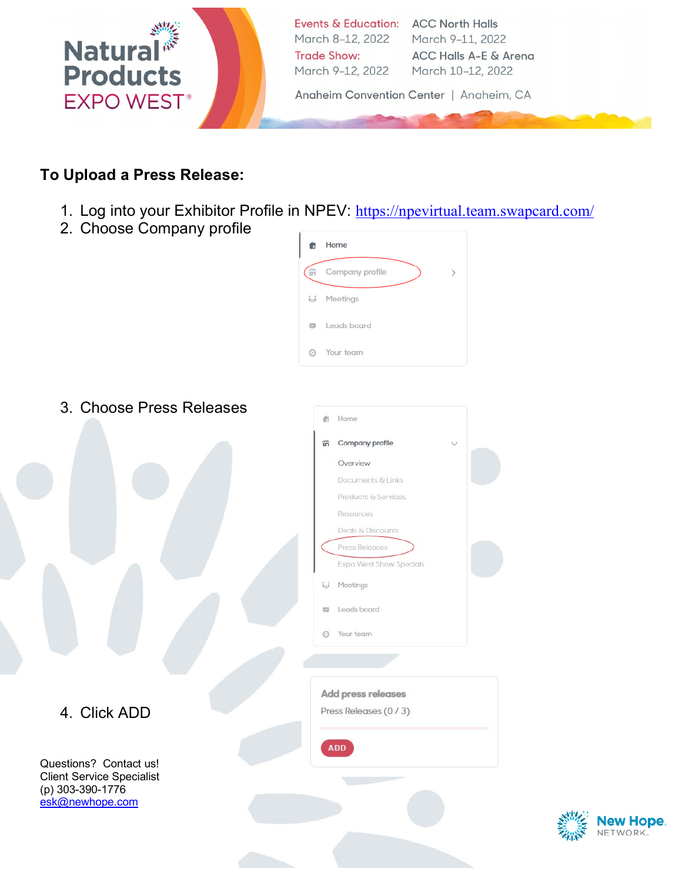Natural Products EXPO WEST®

Events & Education: March 8–12, 2022 — ACC North Halls March 9–11, 2022

Trade Show: March 9–12, 2022 — ACC Halls A-E & Arena March 10–12, 2022

Anaheim Convention Center | Anaheim, CA

## To Upload a Press Release:

1. Log into your Exhibitor Profile in NPEV: https://npevirtual.team.swapcard.com/
2. Choose Company profile
3. Choose Press Releases
4. Click ADD

Questions? Contact us!
Client Service Specialist
(p) 303-390-1776
esk@newhope.com

New Hope NETWORK